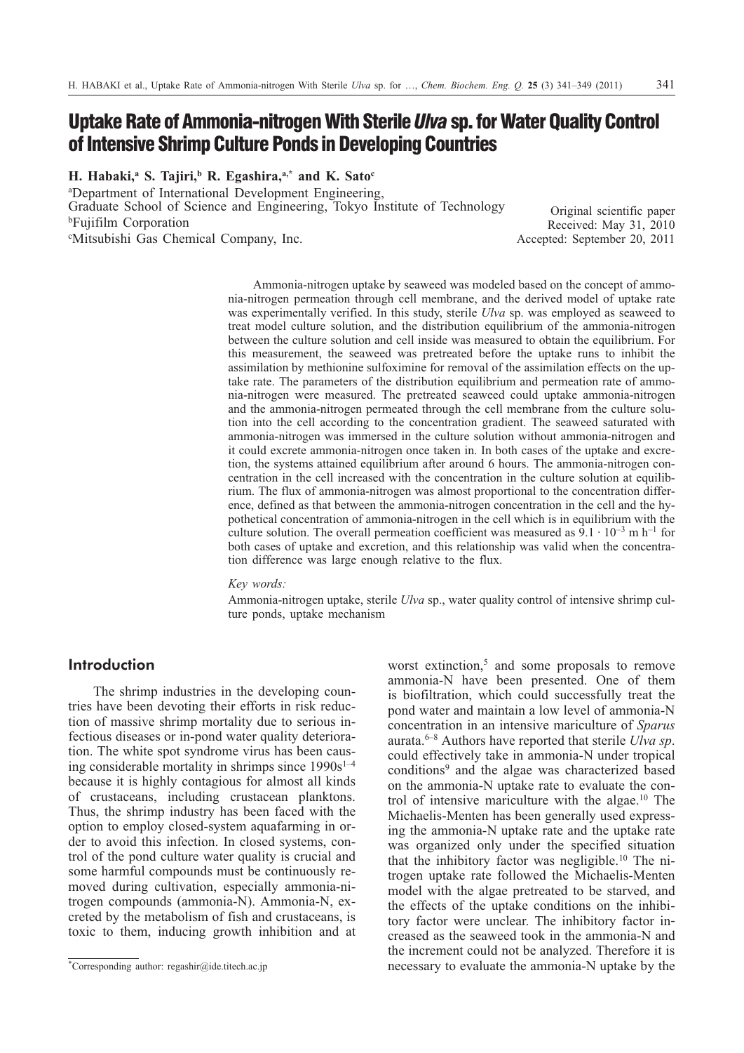# Uptake Rate of Ammonia-nitrogen With Sterile *Ulva* sp. for Water Quality Control of Intensive Shrimp Culture Ponds in Developing Countries

**H. Habaki,[a] S. Tajiri,[b] R. Egashira,[a,*] and K. Sato[c]**

[a]Department of International Development Engineering, Graduate School of Science and Engineering, Tokyo Institute of Technology
[b]Fujifilm Corporation
[c]Mitsubishi Gas Chemical Company, Inc.

Original scientific paper
Received: May 31, 2010
Accepted: September 20, 2011

Ammonia-nitrogen uptake by seaweed was modeled based on the concept of ammonia-nitrogen permeation through cell membrane, and the derived model of uptake rate was experimentally verified. In this study, sterile *Ulva* sp. was employed as seaweed to treat model culture solution, and the distribution equilibrium of the ammonia-nitrogen between the culture solution and cell inside was measured to obtain the equilibrium. For this measurement, the seaweed was pretreated before the uptake runs to inhibit the assimilation by methionine sulfoximine for removal of the assimilation effects on the uptake rate. The parameters of the distribution equilibrium and permeation rate of ammonia-nitrogen were measured. The pretreated seaweed could uptake ammonia-nitrogen and the ammonia-nitrogen permeated through the cell membrane from the culture solution into the cell according to the concentration gradient. The seaweed saturated with ammonia-nitrogen was immersed in the culture solution without ammonia-nitrogen and it could excrete ammonia-nitrogen once taken in. In both cases of the uptake and excretion, the systems attained equilibrium after around 6 hours. The ammonia-nitrogen concentration in the cell increased with the concentration in the culture solution at equilibrium. The flux of ammonia-nitrogen was almost proportional to the concentration difference, defined as that between the ammonia-nitrogen concentration in the cell and the hypothetical concentration of ammonia-nitrogen in the cell which is in equilibrium with the culture solution. The overall permeation coefficient was measured as $9.1 \cdot 10^{-3}$ m h$^{-1}$ for both cases of uptake and excretion, and this relationship was valid when the concentration difference was large enough relative to the flux.

*Key words:*

Ammonia-nitrogen uptake, sterile *Ulva* sp., water quality control of intensive shrimp culture ponds, uptake mechanism

## Introduction

The shrimp industries in the developing countries have been devoting their efforts in risk reduction of massive shrimp mortality due to serious infectious diseases or in-pond water quality deterioration. The white spot syndrome virus has been causing considerable mortality in shrimps since 1990s[1–4] because it is highly contagious for almost all kinds of crustaceans, including crustacean planktons. Thus, the shrimp industry has been faced with the option to employ closed-system aquafarming in order to avoid this infection. In closed systems, control of the pond culture water quality is crucial and some harmful compounds must be continuously removed during cultivation, especially ammonia-nitrogen compounds (ammonia-N). Ammonia-N, excreted by the metabolism of fish and crustaceans, is toxic to them, inducing growth inhibition and at worst extinction,[5] and some proposals to remove ammonia-N have been presented. One of them is biofiltration, which could successfully treat the pond water and maintain a low level of ammonia-N concentration in an intensive mariculture of *Sparus* aurata.[6–8] Authors have reported that sterile *Ulva sp*. could effectively take in ammonia-N under tropical conditions[9] and the algae was characterized based on the ammonia-N uptake rate to evaluate the control of intensive mariculture with the algae.[10] The Michaelis-Menten has been generally used expressing the ammonia-N uptake rate and the uptake rate was organized only under the specified situation that the inhibitory factor was negligible.[10] The nitrogen uptake rate followed the Michaelis-Menten model with the algae pretreated to be starved, and the effects of the uptake conditions on the inhibitory factor were unclear. The inhibitory factor increased as the seaweed took in the ammonia-N and the increment could not be analyzed. Therefore it is necessary to evaluate the ammonia-N uptake by the

*Corresponding author: regashir@ide.titech.ac.jp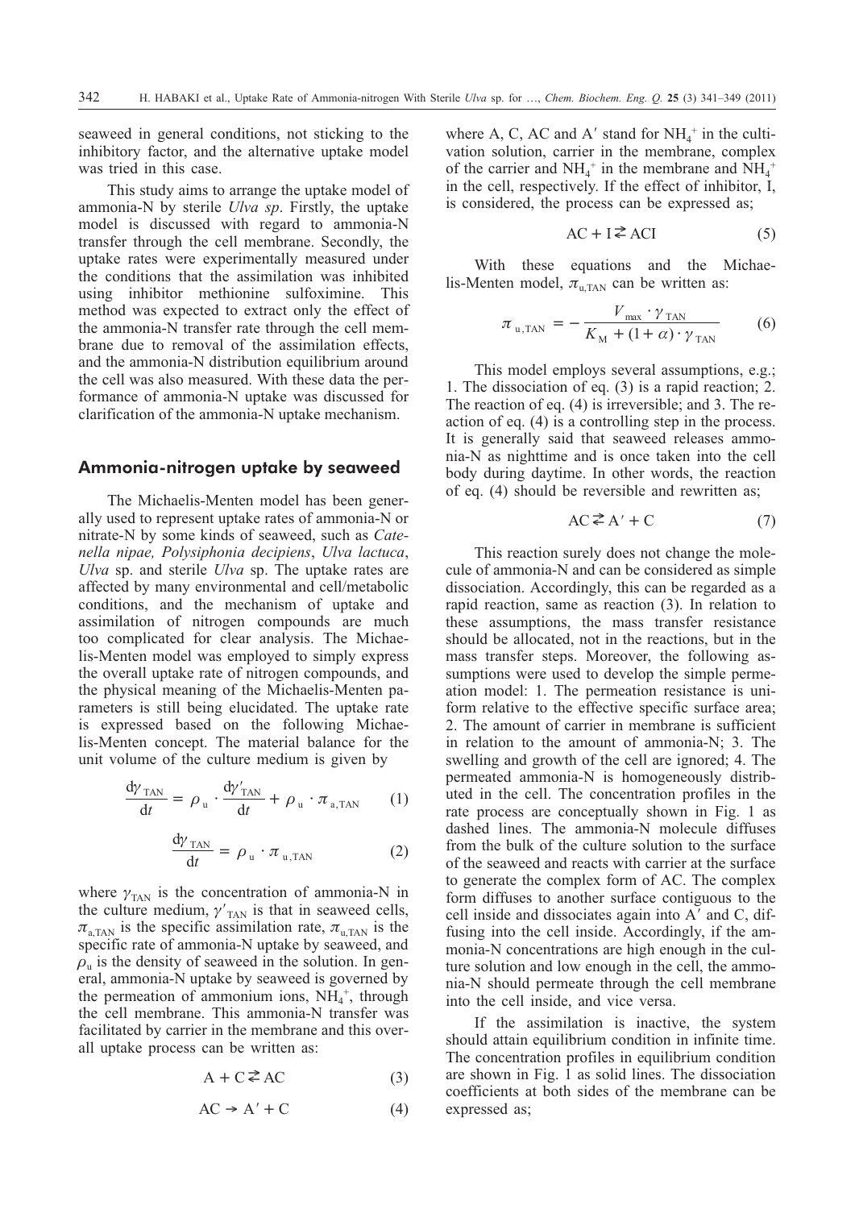seaweed in general conditions, not sticking to the inhibitory factor, and the alternative uptake model was tried in this case.

This study aims to arrange the uptake model of ammonia-N by sterile *Ulva sp*. Firstly, the uptake model is discussed with regard to ammonia-N transfer through the cell membrane. Secondly, the uptake rates were experimentally measured under the conditions that the assimilation was inhibited using inhibitor methionine sulfoximine. This method was expected to extract only the effect of the ammonia-N transfer rate through the cell membrane due to removal of the assimilation effects, and the ammonia-N distribution equilibrium around the cell was also measured. With these data the performance of ammonia-N uptake was discussed for clarification of the ammonia-N uptake mechanism.

## Ammonia-nitrogen uptake by seaweed

The Michaelis-Menten model has been generally used to represent uptake rates of ammonia-N or nitrate-N by some kinds of seaweed, such as *Catenella nipae, Polysiphonia decipiens*, *Ulva lactuca*, *Ulva* sp. and sterile *Ulva* sp. The uptake rates are affected by many environmental and cell/metabolic conditions, and the mechanism of uptake and assimilation of nitrogen compounds are much too complicated for clear analysis. The Michaelis-Menten model was employed to simply express the overall uptake rate of nitrogen compounds, and the physical meaning of the Michaelis-Menten parameters is still being elucidated. The uptake rate is expressed based on the following Michaelis-Menten concept. The material balance for the unit volume of the culture medium is given by

$$\frac{\mathrm{d}\gamma_{\mathrm{TAN}}}{\mathrm{d}t} = \rho_{\mathrm{u}} \cdot \frac{\mathrm{d}\gamma'_{\mathrm{TAN}}}{\mathrm{d}t} + \rho_{\mathrm{u}} \cdot \pi_{\mathrm{a,TAN}} \tag{1}$$

$$\frac{\mathrm{d}\gamma_{\mathrm{TAN}}}{\mathrm{d}t} = \rho_{\mathrm{u}} \cdot \pi_{\mathrm{u,TAN}} \tag{2}$$

where $\gamma_{\mathrm{TAN}}$ is the concentration of ammonia-N in the culture medium, $\gamma'_{\mathrm{TAN}}$ is that in seaweed cells, $\pi_{\mathrm{a,TAN}}$ is the specific assimilation rate, $\pi_{\mathrm{u,TAN}}$ is the specific rate of ammonia-N uptake by seaweed, and $\rho_{\mathrm{u}}$ is the density of seaweed in the solution. In general, ammonia-N uptake by seaweed is governed by the permeation of ammonium ions, $NH_4^+$, through the cell membrane. This ammonia-N transfer was facilitated by carrier in the membrane and this overall uptake process can be written as:

$$\mathrm{A} + \mathrm{C} \rightleftarrows \mathrm{AC} \tag{3}$$

$$\mathrm{AC} \rightarrow \mathrm{A}' + \mathrm{C} \tag{4}$$

where A, C, AC and A′ stand for $NH_4^+$ in the cultivation solution, carrier in the membrane, complex of the carrier and $NH_4^+$ in the membrane and $NH_4^+$ in the cell, respectively. If the effect of inhibitor, I, is considered, the process can be expressed as;

$$\mathrm{AC} + \mathrm{I} \rightleftarrows \mathrm{ACI} \tag{5}$$

With these equations and the Michaelis-Menten model, $\pi_{\mathrm{u,TAN}}$ can be written as:

$$\pi_{\mathrm{u,TAN}} = -\frac{V_{\max} \cdot \gamma_{\mathrm{TAN}}}{K_{\mathrm{M}} + (1+\alpha) \cdot \gamma_{\mathrm{TAN}}} \tag{6}$$

This model employs several assumptions, e.g.; 1. The dissociation of eq. (3) is a rapid reaction; 2. The reaction of eq. (4) is irreversible; and 3. The reaction of eq. (4) is a controlling step in the process. It is generally said that seaweed releases ammonia-N as nighttime and is once taken into the cell body during daytime. In other words, the reaction of eq. (4) should be reversible and rewritten as;

$$\mathrm{AC} \rightleftarrows \mathrm{A}' + \mathrm{C} \tag{7}$$

This reaction surely does not change the molecule of ammonia-N and can be considered as simple dissociation. Accordingly, this can be regarded as a rapid reaction, same as reaction (3). In relation to these assumptions, the mass transfer resistance should be allocated, not in the reactions, but in the mass transfer steps. Moreover, the following assumptions were used to develop the simple permeation model: 1. The permeation resistance is uniform relative to the effective specific surface area; 2. The amount of carrier in membrane is sufficient in relation to the amount of ammonia-N; 3. The swelling and growth of the cell are ignored; 4. The permeated ammonia-N is homogeneously distributed in the cell. The concentration profiles in the rate process are conceptually shown in Fig. 1 as dashed lines. The ammonia-N molecule diffuses from the bulk of the culture solution to the surface of the seaweed and reacts with carrier at the surface to generate the complex form of AC. The complex form diffuses to another surface contiguous to the cell inside and dissociates again into A′ and C, diffusing into the cell inside. Accordingly, if the ammonia-N concentrations are high enough in the culture solution and low enough in the cell, the ammonia-N should permeate through the cell membrane into the cell inside, and vice versa.

If the assimilation is inactive, the system should attain equilibrium condition in infinite time. The concentration profiles in equilibrium condition are shown in Fig. 1 as solid lines. The dissociation coefficients at both sides of the membrane can be expressed as;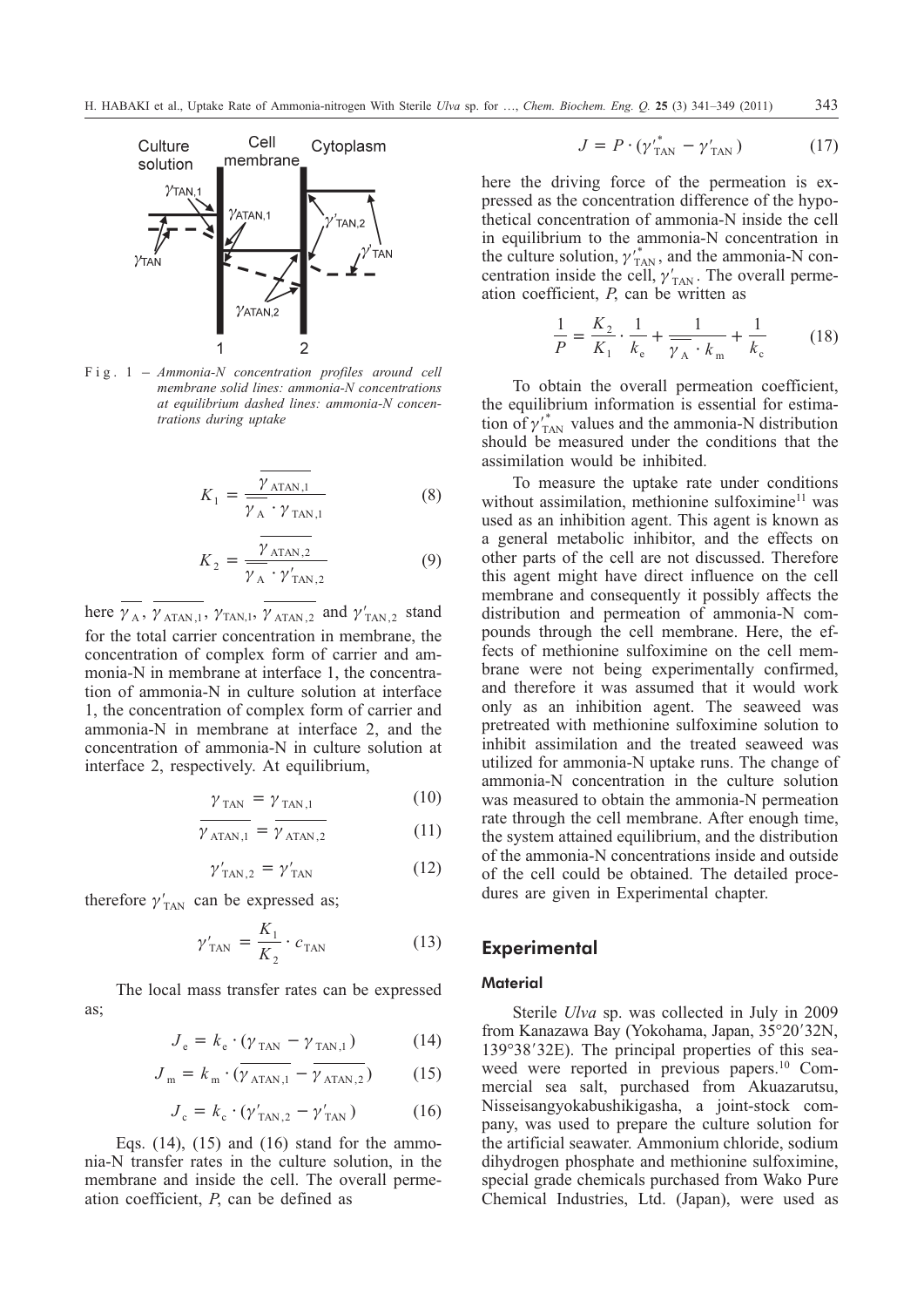Fig. 1 – *Ammonia-N concentration profiles around cell membrane solid lines: ammonia-N concentrations at equilibrium dashed lines: ammonia-N concentrations during uptake*

$$K_1 = \frac{\overline{\gamma_{\mathrm{ATAN},1}}}{\overline{\gamma_{\mathrm{A}}} \cdot \gamma_{\mathrm{TAN},1}} \tag{8}$$

$$K_2 = \frac{\overline{\gamma_{\mathrm{ATAN},2}}}{\overline{\gamma_{\mathrm{A}}} \cdot \gamma'_{\mathrm{TAN},2}} \tag{9}$$

here $\overline{\gamma_{\mathrm{A}}}$, $\overline{\gamma_{\mathrm{ATAN},1}}$, $\gamma_{\mathrm{TAN},1}$, $\overline{\gamma_{\mathrm{ATAN},2}}$ and $\gamma'_{\mathrm{TAN},2}$ stand for the total carrier concentration in membrane, the concentration of complex form of carrier and ammonia-N in membrane at interface 1, the concentration of ammonia-N in culture solution at interface 1, the concentration of complex form of carrier and ammonia-N in membrane at interface 2, and the concentration of ammonia-N in culture solution at interface 2, respectively. At equilibrium,

$$\gamma_{\mathrm{TAN}} = \gamma_{\mathrm{TAN},1} \tag{10}$$

$$\overline{\gamma_{\mathrm{ATAN},1}} = \overline{\gamma_{\mathrm{ATAN},2}} \tag{11}$$

$$\gamma'_{\mathrm{TAN},2} = \gamma'_{\mathrm{TAN}} \tag{12}$$

therefore $\gamma'_{\mathrm{TAN}}$ can be expressed as;

$$\gamma'_{\mathrm{TAN}} = \frac{K_1}{K_2} \cdot c_{\mathrm{TAN}} \tag{13}$$

The local mass transfer rates can be expressed as;

$$J_{\mathrm{e}} = k_{\mathrm{e}} \cdot (\gamma_{\mathrm{TAN}} - \gamma_{\mathrm{TAN},1}) \tag{14}$$

$$J_{\mathrm{m}} = k_{\mathrm{m}} \cdot (\overline{\gamma_{\mathrm{ATAN},1}} - \overline{\gamma_{\mathrm{ATAN},2}}) \tag{15}$$

$$J_{\mathrm{c}} = k_{\mathrm{c}} \cdot (\gamma'_{\mathrm{TAN},2} - \gamma'_{\mathrm{TAN}}) \tag{16}$$

Eqs. (14), (15) and (16) stand for the ammonia-N transfer rates in the culture solution, in the membrane and inside the cell. The overall permeation coefficient, $P$, can be defined as

$$J = P \cdot (\gamma'^{*}_{\mathrm{TAN}} - \gamma'_{\mathrm{TAN}}) \tag{17}$$

here the driving force of the permeation is expressed as the concentration difference of the hypothetical concentration of ammonia-N inside the cell in equilibrium to the ammonia-N concentration in the culture solution, $\gamma'^{*}_{\mathrm{TAN}}$, and the ammonia-N concentration inside the cell, $\gamma'_{\mathrm{TAN}}$. The overall permeation coefficient, $P$, can be written as

$$\frac{1}{P} = \frac{K_2}{K_1} \cdot \frac{1}{k_{\mathrm{e}}} + \frac{1}{\overline{\gamma_{\mathrm{A}}} \cdot k_{\mathrm{m}}} + \frac{1}{k_{\mathrm{c}}} \tag{18}$$

To obtain the overall permeation coefficient, the equilibrium information is essential for estimation of $\gamma'^{*}_{\mathrm{TAN}}$ values and the ammonia-N distribution should be measured under the conditions that the assimilation would be inhibited.

To measure the uptake rate under conditions without assimilation, methionine sulfoximine[11] was used as an inhibition agent. This agent is known as a general metabolic inhibitor, and the effects on other parts of the cell are not discussed. Therefore this agent might have direct influence on the cell membrane and consequently it possibly affects the distribution and permeation of ammonia-N compounds through the cell membrane. Here, the effects of methionine sulfoximine on the cell membrane were not being experimentally confirmed, and therefore it was assumed that it would work only as an inhibition agent. The seaweed was pretreated with methionine sulfoximine solution to inhibit assimilation and the treated seaweed was utilized for ammonia-N uptake runs. The change of ammonia-N concentration in the culture solution was measured to obtain the ammonia-N permeation rate through the cell membrane. After enough time, the system attained equilibrium, and the distribution of the ammonia-N concentrations inside and outside of the cell could be obtained. The detailed procedures are given in Experimental chapter.

## Experimental

### Material

Sterile *Ulva* sp. was collected in July in 2009 from Kanazawa Bay (Yokohama, Japan, 35°20′32N, 139°38′32E). The principal properties of this seaweed were reported in previous papers.[10] Commercial sea salt, purchased from Akuazarutsu, Nisseisangyokabushikigasha, a joint-stock company, was used to prepare the culture solution for the artificial seawater. Ammonium chloride, sodium dihydrogen phosphate and methionine sulfoximine, special grade chemicals purchased from Wako Pure Chemical Industries, Ltd. (Japan), were used as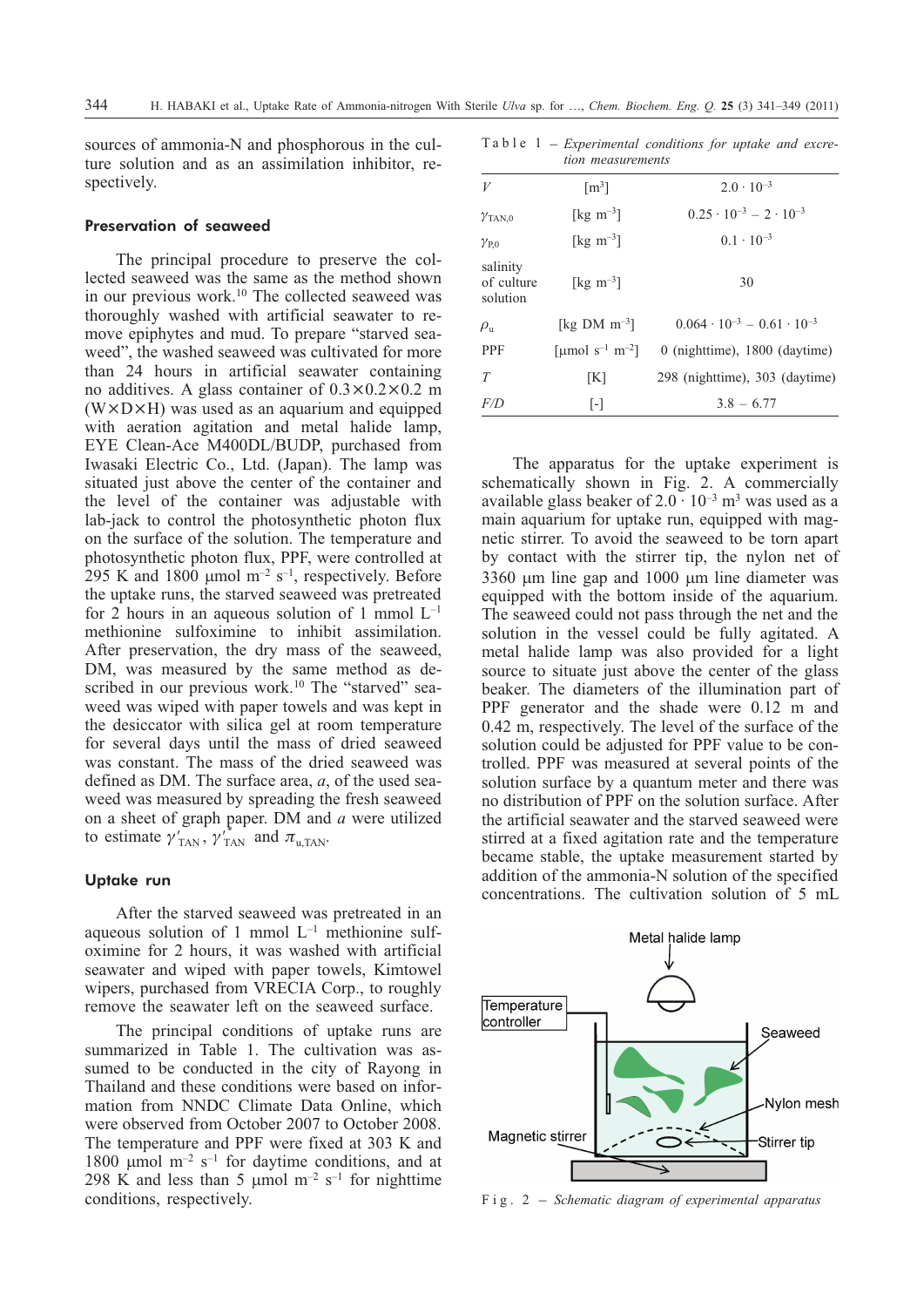sources of ammonia-N and phosphorous in the culture solution and as an assimilation inhibitor, respectively.

### Preservation of seaweed

The principal procedure to preserve the collected seaweed was the same as the method shown in our previous work.[10] The collected seaweed was thoroughly washed with artificial seawater to remove epiphytes and mud. To prepare "starved seaweed", the washed seaweed was cultivated for more than 24 hours in artificial seawater containing no additives. A glass container of 0.3×0.2×0.2 m (W×D×H) was used as an aquarium and equipped with aeration agitation and metal halide lamp, EYE Clean-Ace M400DL/BUDP, purchased from Iwasaki Electric Co., Ltd. (Japan). The lamp was situated just above the center of the container and the level of the container was adjustable with lab-jack to control the photosynthetic photon flux on the surface of the solution. The temperature and photosynthetic photon flux, PPF, were controlled at 295 K and 1800 μmol m$^{-2}$ s$^{-1}$, respectively. Before the uptake runs, the starved seaweed was pretreated for 2 hours in an aqueous solution of 1 mmol L$^{-1}$ methionine sulfoximine to inhibit assimilation. After preservation, the dry mass of the seaweed, DM, was measured by the same method as described in our previous work.[10] The "starved" seaweed was wiped with paper towels and was kept in the desiccator with silica gel at room temperature for several days until the mass of dried seaweed was constant. The mass of the dried seaweed was defined as DM. The surface area, $a$, of the used seaweed was measured by spreading the fresh seaweed on a sheet of graph paper. DM and $a$ were utilized to estimate $\gamma'_{\mathrm{TAN}}$, $\gamma'_{\mathrm{TAN}}$ and $\pi_{\mathrm{u,TAN}}$.

### Uptake run

After the starved seaweed was pretreated in an aqueous solution of 1 mmol L$^{-1}$ methionine sulfoximine for 2 hours, it was washed with artificial seawater and wiped with paper towels, Kimtowel wipers, purchased from VRECIA Corp., to roughly remove the seawater left on the seaweed surface.

The principal conditions of uptake runs are summarized in Table 1. The cultivation was assumed to be conducted in the city of Rayong in Thailand and these conditions were based on information from NNDC Climate Data Online, which were observed from October 2007 to October 2008. The temperature and PPF were fixed at 303 K and 1800 μmol m$^{-2}$ s$^{-1}$ for daytime conditions, and at 298 K and less than 5 μmol m$^{-2}$ s$^{-1}$ for nighttime conditions, respectively.

Table 1 – *Experimental conditions for uptake and excretion measurements*

| | | |
|---|---|---|
| $V$ | [m$^3$] | $2.0 \cdot 10^{-3}$ |
| $\gamma_{\mathrm{TAN},0}$ | [kg m$^{-3}$] | $0.25 \cdot 10^{-3}$ – $2 \cdot 10^{-3}$ |
| $\gamma_{\mathrm{P},0}$ | [kg m$^{-3}$] | $0.1 \cdot 10^{-3}$ |
| salinity of culture solution | [kg m$^{-3}$] | 30 |
| $\rho_{\mathrm{u}}$ | [kg DM m$^{-3}$] | $0.064 \cdot 10^{-3}$ – $0.61 \cdot 10^{-3}$ |
| PPF | [μmol s$^{-1}$ m$^{-2}$] | 0 (nighttime), 1800 (daytime) |
| $T$ | [K] | 298 (nighttime), 303 (daytime) |
| $F/D$ | [-] | 3.8 – 6.77 |

The apparatus for the uptake experiment is schematically shown in Fig. 2. A commercially available glass beaker of $2.0 \cdot 10^{-3}$ m$^3$ was used as a main aquarium for uptake run, equipped with magnetic stirrer. To avoid the seaweed to be torn apart by contact with the stirrer tip, the nylon net of 3360 μm line gap and 1000 μm line diameter was equipped with the bottom inside of the aquarium. The seaweed could not pass through the net and the solution in the vessel could be fully agitated. A metal halide lamp was also provided for a light source to situate just above the center of the glass beaker. The diameters of the illumination part of PPF generator and the shade were 0.12 m and 0.42 m, respectively. The level of the surface of the solution could be adjusted for PPF value to be controlled. PPF was measured at several points of the solution surface by a quantum meter and there was no distribution of PPF on the solution surface. After the artificial seawater and the starved seaweed were stirred at a fixed agitation rate and the temperature became stable, the uptake measurement started by addition of the ammonia-N solution of the specified concentrations. The cultivation solution of 5 mL

Fig. 2 – *Schematic diagram of experimental apparatus*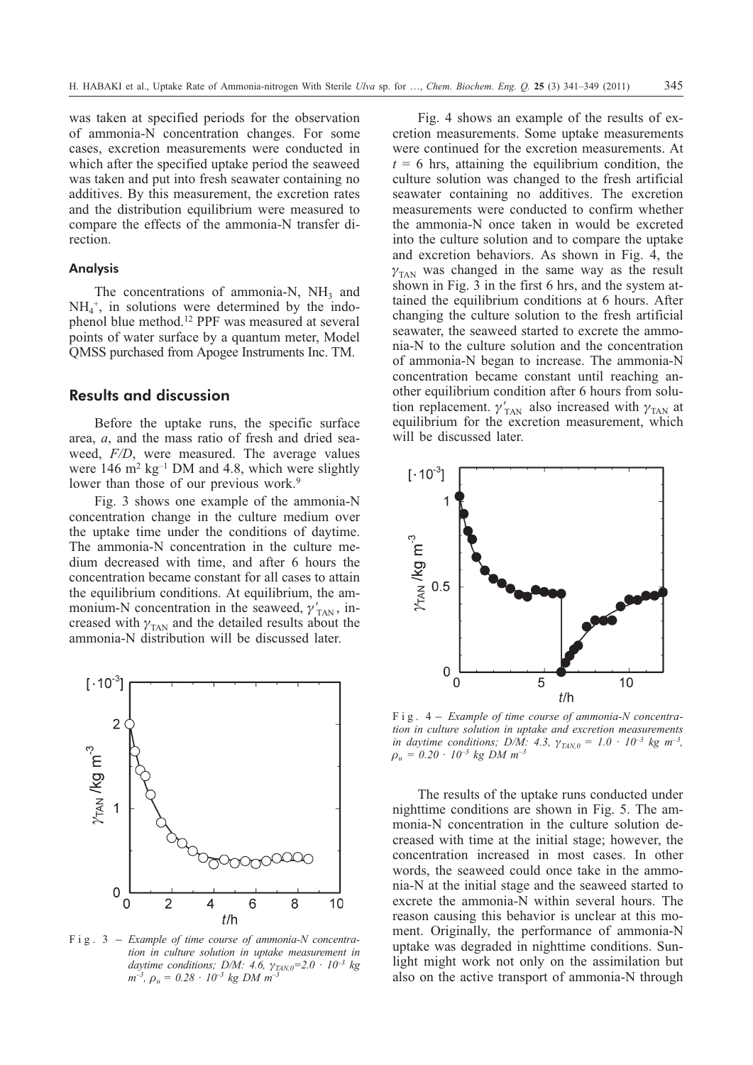was taken at specified periods for the observation of ammonia-N concentration changes. For some cases, excretion measurements were conducted in which after the specified uptake period the seaweed was taken and put into fresh seawater containing no additives. By this measurement, the excretion rates and the distribution equilibrium were measured to compare the effects of the ammonia-N transfer direction.

### Analysis

The concentrations of ammonia-N, $NH_3$ and $NH_4^+$, in solutions were determined by the indophenol blue method.[12] PPF was measured at several points of water surface by a quantum meter, Model QMSS purchased from Apogee Instruments Inc. TM.

## Results and discussion

Before the uptake runs, the specific surface area, $a$, and the mass ratio of fresh and dried seaweed, $F/D$, were measured. The average values were 146 $m^2$ $kg^{-1}$ DM and 4.8, which were slightly lower than those of our previous work.[9]

Fig. 3 shows one example of the ammonia-N concentration change in the culture medium over the uptake time under the conditions of daytime. The ammonia-N concentration in the culture medium decreased with time, and after 6 hours the concentration became constant for all cases to attain the equilibrium conditions. At equilibrium, the ammonium-N concentration in the seaweed, $\gamma'_{TAN}$, increased with $\gamma_{TAN}$ and the detailed results about the ammonia-N distribution will be discussed later.

Fig. 3 – *Example of time course of ammonia-N concentration in culture solution in uptake measurement in daytime conditions; D/M: 4.6, $\gamma_{TAN,0}=2.0 \cdot 10^{-3}$ kg $m^{-3}$, $\rho_u = 0.28 \cdot 10^{-3}$ kg DM $m^{-3}$*

Fig. 4 shows an example of the results of excretion measurements. Some uptake measurements were continued for the excretion measurements. At $t$ = 6 hrs, attaining the equilibrium condition, the culture solution was changed to the fresh artificial seawater containing no additives. The excretion measurements were conducted to confirm whether the ammonia-N once taken in would be excreted into the culture solution and to compare the uptake and excretion behaviors. As shown in Fig. 4, the $\gamma_{TAN}$ was changed in the same way as the result shown in Fig. 3 in the first 6 hrs, and the system attained the equilibrium conditions at 6 hours. After changing the culture solution to the fresh artificial seawater, the seaweed started to excrete the ammonia-N to the culture solution and the concentration of ammonia-N began to increase. The ammonia-N concentration became constant until reaching another equilibrium condition after 6 hours from solution replacement. $\gamma'_{TAN}$ also increased with $\gamma_{TAN}$ at equilibrium for the excretion measurement, which will be discussed later.

Fig. 4 – *Example of time course of ammonia-N concentration in culture solution in uptake and excretion measurements in daytime conditions; D/M: 4.3, $\gamma_{TAN,0} = 1.0 \cdot 10^{-3}$ kg $m^{-3}$, $\rho_u = 0.20 \cdot 10^{-3}$ kg DM $m^{-3}$*

The results of the uptake runs conducted under nighttime conditions are shown in Fig. 5. The ammonia-N concentration in the culture solution decreased with time at the initial stage; however, the concentration increased in most cases. In other words, the seaweed could once take in the ammonia-N at the initial stage and the seaweed started to excrete the ammonia-N within several hours. The reason causing this behavior is unclear at this moment. Originally, the performance of ammonia-N uptake was degraded in nighttime conditions. Sunlight might work not only on the assimilation but also on the active transport of ammonia-N through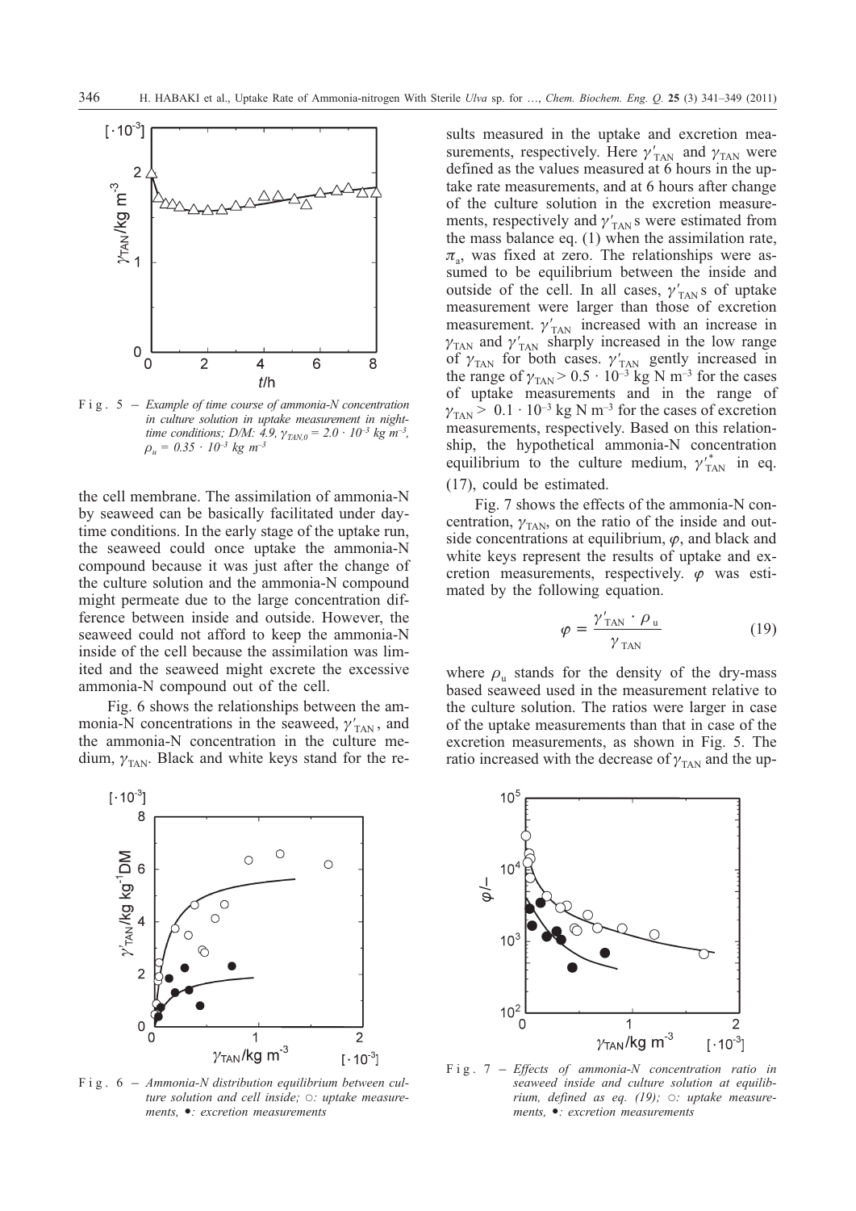F i g . 5 – *Example of time course of ammonia-N concentration in culture solution in uptake measurement in night-time conditions; D/M: 4.9, $\gamma_{TAN,0} = 2.0 \cdot 10^{-3}$ kg m$^{-3}$, $\rho_u = 0.35 \cdot 10^{-3}$ kg m$^{-3}$*

the cell membrane. The assimilation of ammonia-N by seaweed can be basically facilitated under day-time conditions. In the early stage of the uptake run, the seaweed could once uptake the ammonia-N compound because it was just after the change of the culture solution and the ammonia-N compound might permeate due to the large concentration difference between inside and outside. However, the seaweed could not afford to keep the ammonia-N inside of the cell because the assimilation was limited and the seaweed might excrete the excessive ammonia-N compound out of the cell.

Fig. 6 shows the relationships between the ammonia-N concentrations in the seaweed, $\gamma'_{TAN}$, and the ammonia-N concentration in the culture medium, $\gamma_{TAN}$. Black and white keys stand for the results measured in the uptake and excretion measurements, respectively. Here $\gamma'_{TAN}$ and $\gamma_{TAN}$ were defined as the values measured at 6 hours in the uptake rate measurements, and at 6 hours after change of the culture solution in the excretion measurements, respectively and $\gamma'_{TAN}$s were estimated from the mass balance eq. (1) when the assimilation rate, $\pi_a$, was fixed at zero. The relationships were assumed to be equilibrium between the inside and outside of the cell. In all cases, $\gamma'_{TAN}$s of uptake measurement were larger than those of excretion measurement. $\gamma'_{TAN}$ increased with an increase in $\gamma_{TAN}$ and $\gamma'_{TAN}$ sharply increased in the low range of $\gamma_{TAN}$ for both cases. $\gamma'_{TAN}$ gently increased in the range of $\gamma_{TAN} > 0.5 \cdot 10^{-3}$ kg N m$^{-3}$ for the cases of uptake measurements and in the range of $\gamma_{TAN} > 0.1 \cdot 10^{-3}$ kg N m$^{-3}$ for the cases of excretion measurements, respectively. Based on this relationship, the hypothetical ammonia-N concentration equilibrium to the culture medium, $\gamma'^{*}_{TAN}$ in eq. (17), could be estimated.

Fig. 7 shows the effects of the ammonia-N concentration, $\gamma_{TAN}$, on the ratio of the inside and outside concentrations at equilibrium, $\varphi$, and black and white keys represent the results of uptake and excretion measurements, respectively. $\varphi$ was estimated by the following equation.

$$\varphi = \frac{\gamma'_{TAN} \cdot \rho_u}{\gamma_{TAN}} \tag{19}$$

where $\rho_u$ stands for the density of the dry-mass based seaweed used in the measurement relative to the culture solution. The ratios were larger in case of the uptake measurements than that in case of the excretion measurements, as shown in Fig. 5. The ratio increased with the decrease of $\gamma_{TAN}$ and the up-

F i g . 6 – *Ammonia-N distribution equilibrium between culture solution and cell inside; ○: uptake measurements, ●: excretion measurements*

F i g . 7 – *Effects of ammonia-N concentration ratio in seaweed inside and culture solution at equilibrium, defined as eq. (19); ○: uptake measurements, ●: excretion measurements*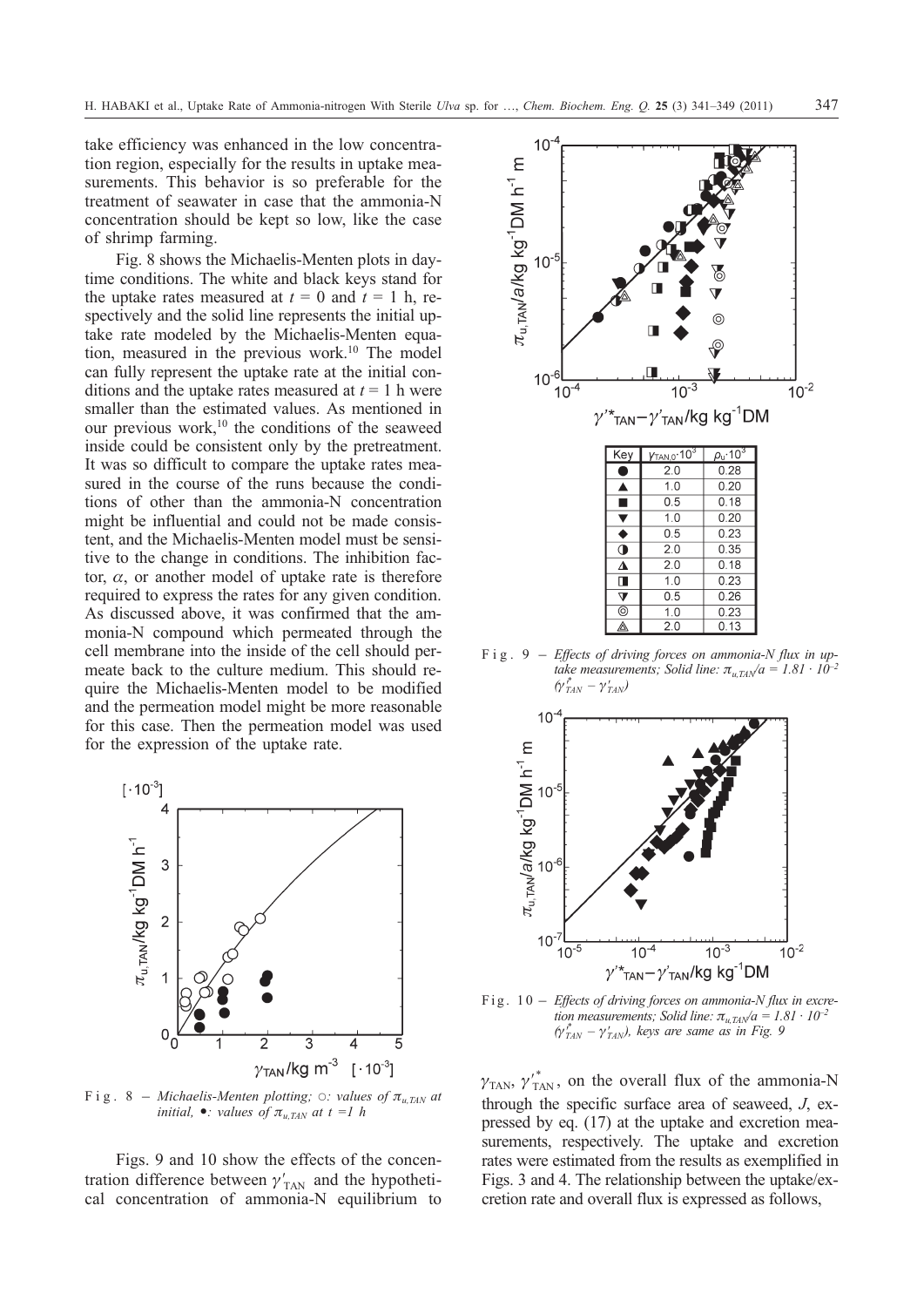take efficiency was enhanced in the low concentration region, especially for the results in uptake measurements. This behavior is so preferable for the treatment of seawater in case that the ammonia-N concentration should be kept so low, like the case of shrimp farming.

Fig. 8 shows the Michaelis-Menten plots in daytime conditions. The white and black keys stand for the uptake rates measured at $t = 0$ and $t = 1$ h, respectively and the solid line represents the initial uptake rate modeled by the Michaelis-Menten equation, measured in the previous work.[10] The model can fully represent the uptake rate at the initial conditions and the uptake rates measured at $t = 1$ h were smaller than the estimated values. As mentioned in our previous work,[10] the conditions of the seaweed inside could be consistent only by the pretreatment. It was so difficult to compare the uptake rates measured in the course of the runs because the conditions of other than the ammonia-N concentration might be influential and could not be made consistent, and the Michaelis-Menten model must be sensitive to the change in conditions. The inhibition factor, $\alpha$, or another model of uptake rate is therefore required to express the rates for any given condition. As discussed above, it was confirmed that the ammonia-N compound which permeated through the cell membrane into the inside of the cell should permeate back to the culture medium. This should require the Michaelis-Menten model to be modified and the permeation model might be more reasonable for this case. Then the permeation model was used for the expression of the uptake rate.

Fig. 8 – *Michaelis-Menten plotting; ○: values of $\pi_{u,TAN}$ at initial, ●: values of $\pi_{u,TAN}$ at $t = 1$ h*

Figs. 9 and 10 show the effects of the concentration difference between $\gamma'_{TAN}$ and the hypothetical concentration of ammonia-N equilibrium to $\gamma_{TAN}$, $\gamma'^{*}_{TAN}$, on the overall flux of the ammonia-N through the specific surface area of seaweed, $J$, expressed by eq. (17) at the uptake and excretion measurements, respectively. The uptake and excretion rates were estimated from the results as exemplified in Figs. 3 and 4. The relationship between the uptake/excretion rate and overall flux is expressed as follows,

| Key | $\gamma_{TAN,0}\cdot10^3$ | $\rho_u\cdot10^3$ |
|---|---|---|
| ● | 2.0 | 0.28 |
| ▲ | 1.0 | 0.20 |
| ■ | 0.5 | 0.18 |
| ▼ | 1.0 | 0.20 |
| ◆ | 0.5 | 0.23 |
| ◑ | 2.0 | 0.35 |
| ◮ | 2.0 | 0.18 |
| ◨ | 1.0 | 0.23 |
| ⧩ | 0.5 | 0.26 |
| ◎ | 1.0 | 0.23 |
| ◬ | 2.0 | 0.13 |

Fig. 9 – *Effects of driving forces on ammonia-N flux in uptake measurements; Solid line: $\pi_{u,TAN}/a = 1.81 \cdot 10^{-2}$ $(\gamma'^{*}_{TAN} - \gamma'_{TAN})$*

Fig. 10 – *Effects of driving forces on ammonia-N flux in excretion measurements; Solid line: $\pi_{u,TAN}/a = 1.81 \cdot 10^{-2}$ $(\gamma'^{*}_{TAN} - \gamma'_{TAN})$, keys are same as in Fig. 9*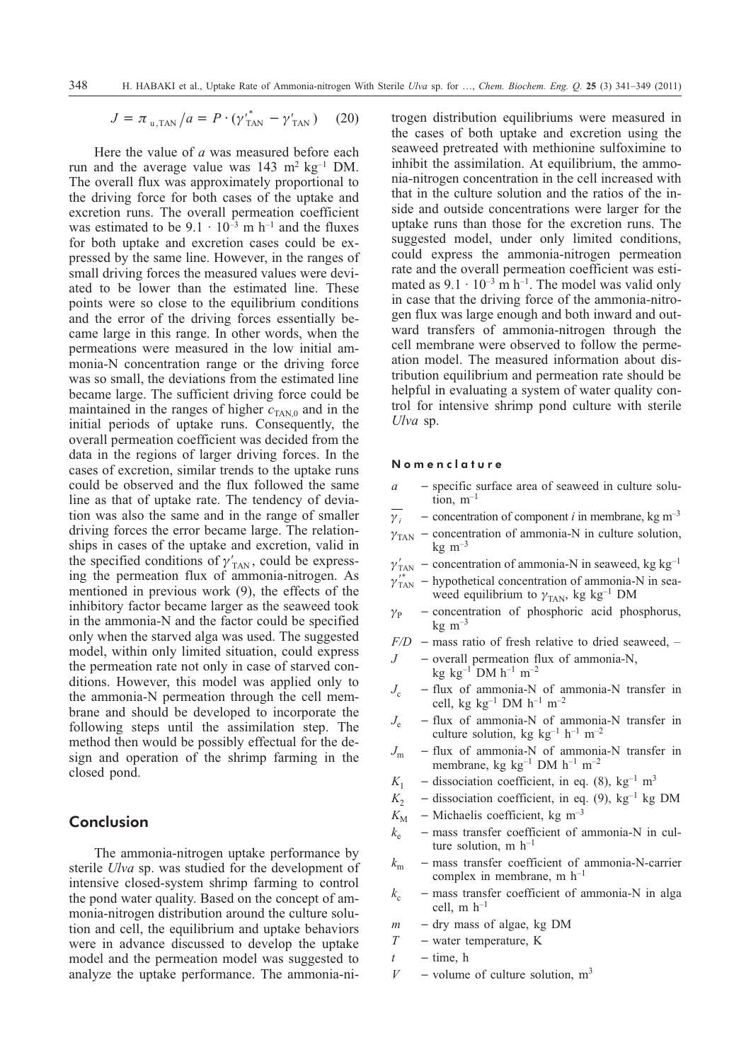$$J = \pi_{\mathrm{u,TAN}} / a = P \cdot (\gamma'^{*}_{\mathrm{TAN}} - \gamma'_{\mathrm{TAN}}) \quad (20)$$

Here the value of $a$ was measured before each run and the average value was 143 $m^2$ $kg^{-1}$ DM. The overall flux was approximately proportional to the driving force for both cases of the uptake and excretion runs. The overall permeation coefficient was estimated to be $9.1 \cdot 10^{-3}$ m $h^{-1}$ and the fluxes for both uptake and excretion cases could be expressed by the same line. However, in the ranges of small driving forces the measured values were deviated to be lower than the estimated line. These points were so close to the equilibrium conditions and the error of the driving forces essentially became large in this range. In other words, when the permeations were measured in the low initial ammonia-N concentration range or the driving force was so small, the deviations from the estimated line became large. The sufficient driving force could be maintained in the ranges of higher $c_{\mathrm{TAN},0}$ and in the initial periods of uptake runs. Consequently, the overall permeation coefficient was decided from the data in the regions of larger driving forces. In the cases of excretion, similar trends to the uptake runs could be observed and the flux followed the same line as that of uptake rate. The tendency of deviation was also the same and in the range of smaller driving forces the error became large. The relationships in cases of the uptake and excretion, valid in the specified conditions of $\gamma'_{\mathrm{TAN}}$, could be expressing the permeation flux of ammonia-nitrogen. As mentioned in previous work (9), the effects of the inhibitory factor became larger as the seaweed took in the ammonia-N and the factor could be specified only when the starved alga was used. The suggested model, within only limited situation, could express the permeation rate not only in case of starved conditions. However, this model was applied only to the ammonia-N permeation through the cell membrane and should be developed to incorporate the following steps until the assimilation step. The method then would be possibly effectual for the design and operation of the shrimp farming in the closed pond.

## Conclusion

The ammonia-nitrogen uptake performance by sterile *Ulva* sp. was studied for the development of intensive closed-system shrimp farming to control the pond water quality. Based on the concept of ammonia-nitrogen distribution around the culture solution and cell, the equilibrium and uptake behaviors were in advance discussed to develop the uptake model and the permeation model was suggested to analyze the uptake performance. The ammonia-nitrogen distribution equilibriums were measured in the cases of both uptake and excretion using the seaweed pretreated with methionine sulfoximine to inhibit the assimilation. At equilibrium, the ammonia-nitrogen concentration in the cell increased with that in the culture solution and the ratios of the inside and outside concentrations were larger for the uptake runs than those for the excretion runs. The suggested model, under only limited conditions, could express the ammonia-nitrogen permeation rate and the overall permeation coefficient was estimated as $9.1 \cdot 10^{-3}$ m $h^{-1}$. The model was valid only in case that the driving force of the ammonia-nitrogen flux was large enough and both inward and outward transfers of ammonia-nitrogen through the cell membrane were observed to follow the permeation model. The measured information about distribution equilibrium and permeation rate should be helpful in evaluating a system of water quality control for intensive shrimp pond culture with sterile *Ulva* sp.

### Nomenclature

- $a$ – specific surface area of seaweed in culture solution, $m^{-1}$
- $\overline{\gamma_i}$ – concentration of component $i$ in membrane, kg $m^{-3}$
- $\gamma_{\mathrm{TAN}}$ – concentration of ammonia-N in culture solution, kg $m^{-3}$
- $\gamma'_{\mathrm{TAN}}$ – concentration of ammonia-N in seaweed, kg $kg^{-1}$
- $\gamma'^{*}_{\mathrm{TAN}}$ – hypothetical concentration of ammonia-N in seaweed equilibrium to $\gamma_{\mathrm{TAN}}$, kg $kg^{-1}$ DM
- $\gamma_{\mathrm{P}}$ – concentration of phosphoric acid phosphorus, kg $m^{-3}$
- $F/D$ – mass ratio of fresh relative to dried seaweed, –
- $J$ – overall permeation flux of ammonia-N, kg $kg^{-1}$ DM $h^{-1}$ $m^{-2}$
- $J_{\mathrm{c}}$ – flux of ammonia-N of ammonia-N transfer in cell, kg $kg^{-1}$ DM $h^{-1}$ $m^{-2}$
- $J_{\mathrm{e}}$ – flux of ammonia-N of ammonia-N transfer in culture solution, kg $kg^{-1}$ $h^{-1}$ $m^{-2}$
- $J_{\mathrm{m}}$ – flux of ammonia-N of ammonia-N transfer in membrane, kg $kg^{-1}$ DM $h^{-1}$ $m^{-2}$
- $K_1$ – dissociation coefficient, in eq. (8), $kg^{-1}$ $m^3$
- $K_2$ – dissociation coefficient, in eq. (9), $kg^{-1}$ kg DM
- $K_{\mathrm{M}}$ – Michaelis coefficient, kg $m^{-3}$
- $k_{\mathrm{e}}$ – mass transfer coefficient of ammonia-N in culture solution, m $h^{-1}$
- $k_{\mathrm{m}}$ – mass transfer coefficient of ammonia-N-carrier complex in membrane, m $h^{-1}$
- $k_{\mathrm{c}}$ – mass transfer coefficient of ammonia-N in alga cell, m $h^{-1}$
- $m$ – dry mass of algae, kg DM
- $T$ – water temperature, K
- $t$ – time, h
- $V$ – volume of culture solution, $m^3$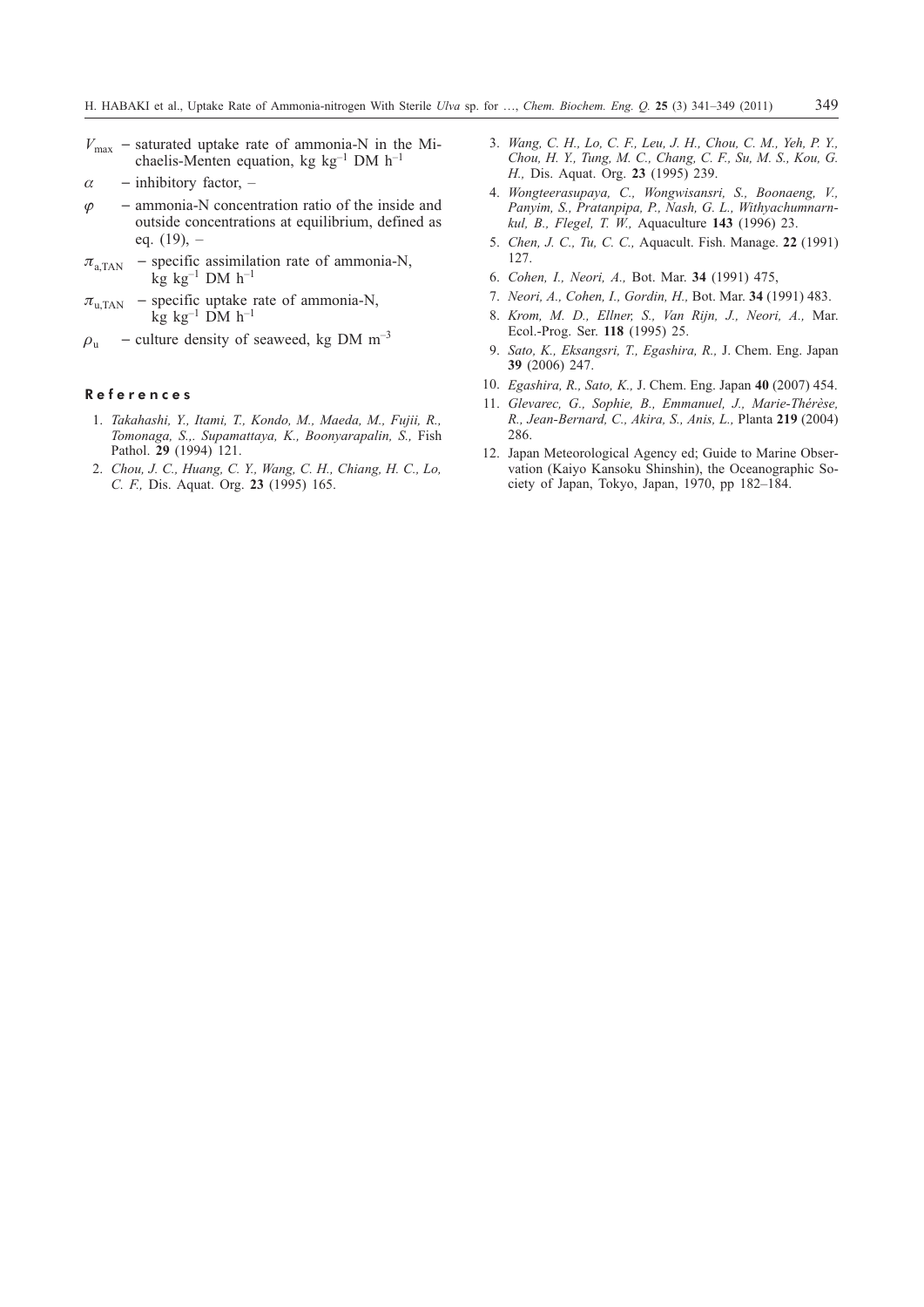$V_{max}$ – saturated uptake rate of ammonia-N in the Michaelis-Menten equation, kg $kg^{-1}$ DM $h^{-1}$

$\alpha$ – inhibitory factor, –

$\varphi$ – ammonia-N concentration ratio of the inside and outside concentrations at equilibrium, defined as eq. (19), –

$\pi_{a,TAN}$ – specific assimilation rate of ammonia-N, kg $kg^{-1}$ DM $h^{-1}$

$\pi_{u,TAN}$ – specific uptake rate of ammonia-N, kg $kg^{-1}$ DM $h^{-1}$

$\rho_u$ – culture density of seaweed, kg DM $m^{-3}$

## References

1. *Takahashi, Y., Itami, T., Kondo, M., Maeda, M., Fujii, R., Tomonaga, S.,. Supamattaya, K., Boonyarapalin, S.,* Fish Pathol. **29** (1994) 121.
2. *Chou, J. C., Huang, C. Y., Wang, C. H., Chiang, H. C., Lo, C. F.,* Dis. Aquat. Org. **23** (1995) 165.
3. *Wang, C. H., Lo, C. F., Leu, J. H., Chou, C. M., Yeh, P. Y., Chou, H. Y., Tung, M. C., Chang, C. F., Su, M. S., Kou, G. H.,* Dis. Aquat. Org. **23** (1995) 239.
4. *Wongteerasupaya, C., Wongwisansri, S., Boonaeng, V., Panyim, S., Pratanpipa, P., Nash, G. L., Withyachumnarnkul, B., Flegel, T. W.,* Aquaculture **143** (1996) 23.
5. *Chen, J. C., Tu, C. C.,* Aquacult. Fish. Manage. **22** (1991) 127.
6. *Cohen, I., Neori, A.,* Bot. Mar. **34** (1991) 475,
7. *Neori, A., Cohen, I., Gordin, H.,* Bot. Mar. **34** (1991) 483.
8. *Krom, M. D., Ellner, S., Van Rijn, J., Neori, A.,* Mar. Ecol.-Prog. Ser. **118** (1995) 25.
9. *Sato, K., Eksangsri, T., Egashira, R.,* J. Chem. Eng. Japan **39** (2006) 247.
10. *Egashira, R., Sato, K.,* J. Chem. Eng. Japan **40** (2007) 454.
11. *Glevarec, G., Sophie, B., Emmanuel, J., Marie-Thérèse, R., Jean-Bernard, C., Akira, S., Anis, L.,* Planta **219** (2004) 286.
12. Japan Meteorological Agency ed; Guide to Marine Observation (Kaiyo Kansoku Shinshin), the Oceanographic Society of Japan, Tokyo, Japan, 1970, pp 182–184.